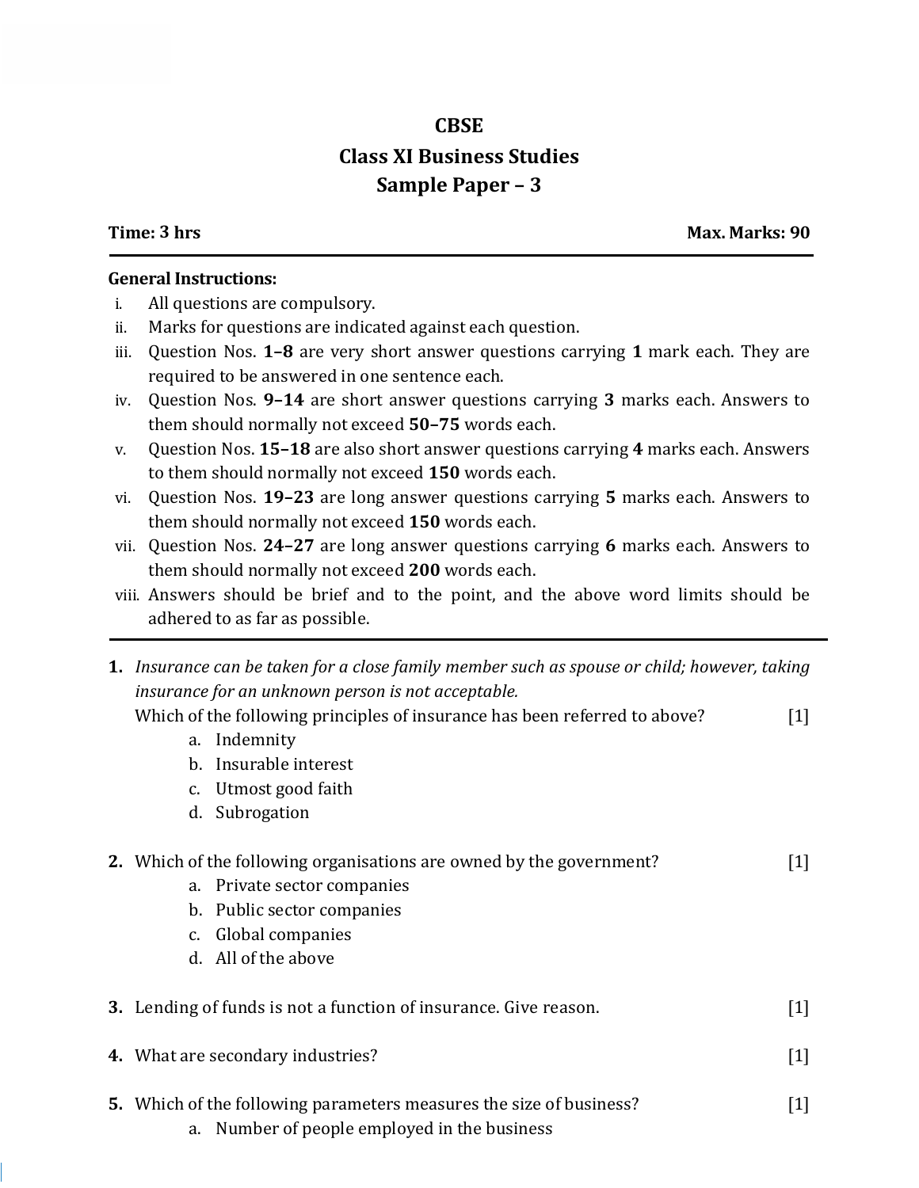# CBSE

## Class XI Business Studies

## Sample Paper – 3

**Time: 3 hrs** **Max. Marks: 90**

**General Instructions:**

i. All questions are compulsory.
ii. Marks for questions are indicated against each question.
iii. Question Nos. **1–8** are very short answer questions carrying **1** mark each. They are required to be answered in one sentence each.
iv. Question Nos. **9–14** are short answer questions carrying **3** marks each. Answers to them should normally not exceed **50–75** words each.
v. Question Nos. **15–18** are also short answer questions carrying **4** marks each. Answers to them should normally not exceed **150** words each.
vi. Question Nos. **19–23** are long answer questions carrying **5** marks each. Answers to them should normally not exceed **150** words each.
vii. Question Nos. **24–27** are long answer questions carrying **6** marks each. Answers to them should normally not exceed **200** words each.
viii. Answers should be brief and to the point, and the above word limits should be adhered to as far as possible.

---

**1.** *Insurance can be taken for a close family member such as spouse or child; however, taking insurance for an unknown person is not acceptable.*
Which of the following principles of insurance has been referred to above? [1]
  a. Indemnity
  b. Insurable interest
  c. Utmost good faith
  d. Subrogation

**2.** Which of the following organisations are owned by the government? [1]
  a. Private sector companies
  b. Public sector companies
  c. Global companies
  d. All of the above

**3.** Lending of funds is not a function of insurance. Give reason. [1]

**4.** What are secondary industries? [1]

**5.** Which of the following parameters measures the size of business? [1]
  a. Number of people employed in the business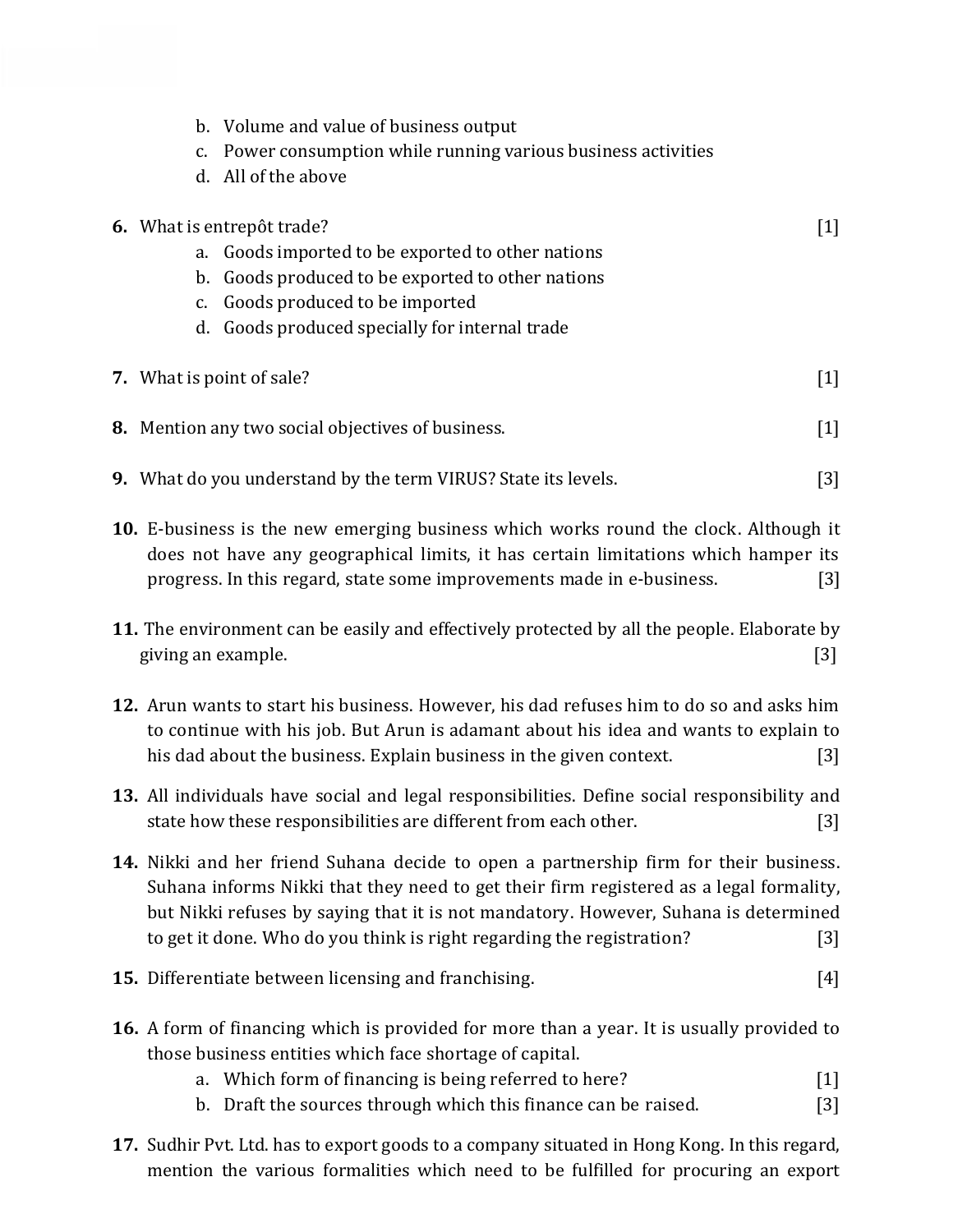b. Volume and value of business output
c. Power consumption while running various business activities
d. All of the above

**6.** What is entrepôt trade? [1]
a. Goods imported to be exported to other nations
b. Goods produced to be exported to other nations
c. Goods produced to be imported
d. Goods produced specially for internal trade

**7.** What is point of sale? [1]

**8.** Mention any two social objectives of business. [1]

**9.** What do you understand by the term VIRUS? State its levels. [3]

**10.** E-business is the new emerging business which works round the clock. Although it does not have any geographical limits, it has certain limitations which hamper its progress. In this regard, state some improvements made in e-business. [3]

**11.** The environment can be easily and effectively protected by all the people. Elaborate by giving an example. [3]

**12.** Arun wants to start his business. However, his dad refuses him to do so and asks him to continue with his job. But Arun is adamant about his idea and wants to explain to his dad about the business. Explain business in the given context. [3]

**13.** All individuals have social and legal responsibilities. Define social responsibility and state how these responsibilities are different from each other. [3]

**14.** Nikki and her friend Suhana decide to open a partnership firm for their business. Suhana informs Nikki that they need to get their firm registered as a legal formality, but Nikki refuses by saying that it is not mandatory. However, Suhana is determined to get it done. Who do you think is right regarding the registration? [3]

**15.** Differentiate between licensing and franchising. [4]

**16.** A form of financing which is provided for more than a year. It is usually provided to those business entities which face shortage of capital.
a. Which form of financing is being referred to here? [1]
b. Draft the sources through which this finance can be raised. [3]

**17.** Sudhir Pvt. Ltd. has to export goods to a company situated in Hong Kong. In this regard, mention the various formalities which need to be fulfilled for procuring an export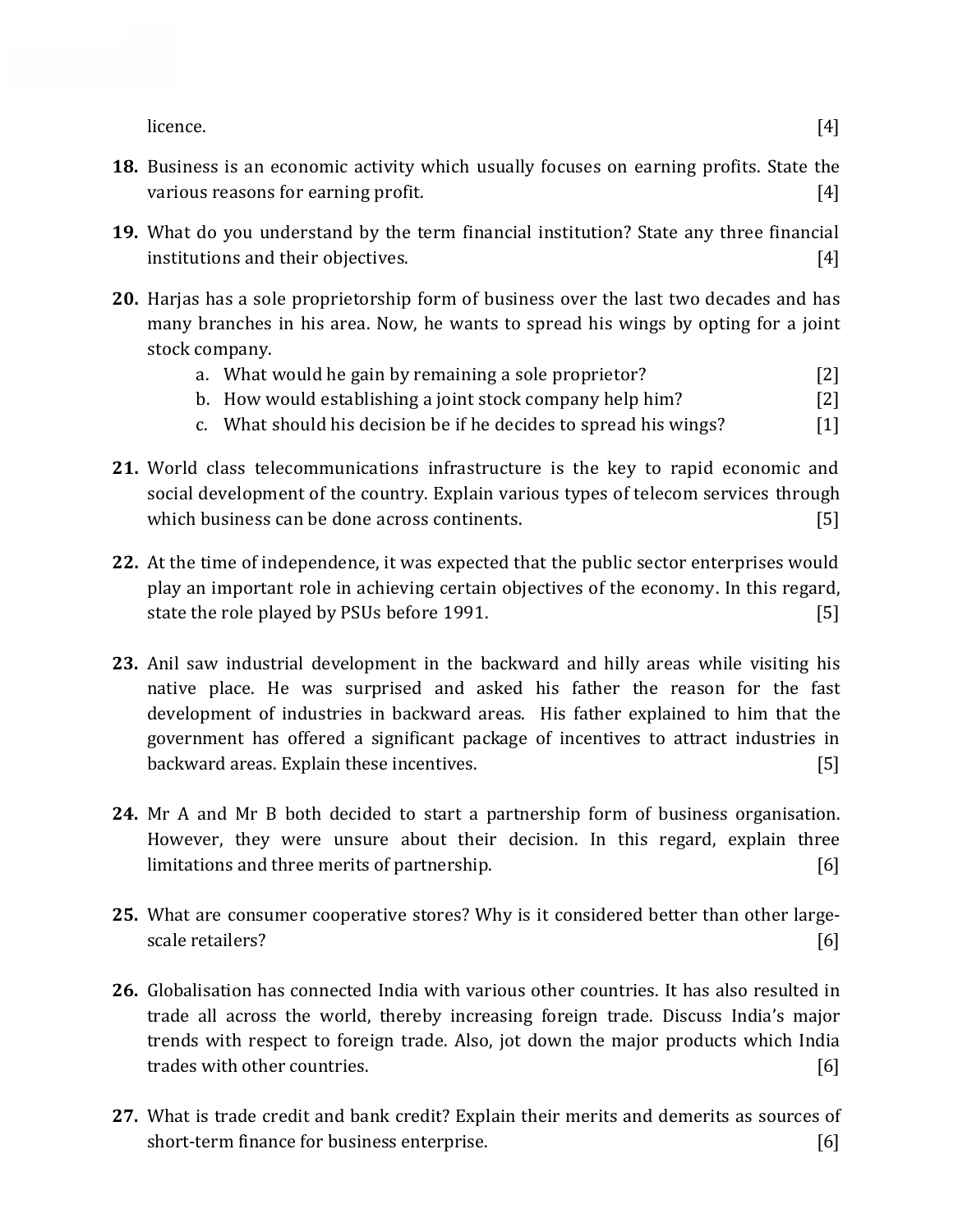licence. [4]

**18.** Business is an economic activity which usually focuses on earning profits. State the various reasons for earning profit. [4]

**19.** What do you understand by the term financial institution? State any three financial institutions and their objectives. [4]

**20.** Harjas has a sole proprietorship form of business over the last two decades and has many branches in his area. Now, he wants to spread his wings by opting for a joint stock company.

   a. What would he gain by remaining a sole proprietor? [2]
   
   b. How would establishing a joint stock company help him? [2]
   
   c. What should his decision be if he decides to spread his wings? [1]

**21.** World class telecommunications infrastructure is the key to rapid economic and social development of the country. Explain various types of telecom services through which business can be done across continents. [5]

**22.** At the time of independence, it was expected that the public sector enterprises would play an important role in achieving certain objectives of the economy. In this regard, state the role played by PSUs before 1991. [5]

**23.** Anil saw industrial development in the backward and hilly areas while visiting his native place. He was surprised and asked his father the reason for the fast development of industries in backward areas. His father explained to him that the government has offered a significant package of incentives to attract industries in backward areas. Explain these incentives. [5]

**24.** Mr A and Mr B both decided to start a partnership form of business organisation. However, they were unsure about their decision. In this regard, explain three limitations and three merits of partnership. [6]

**25.** What are consumer cooperative stores? Why is it considered better than other large-scale retailers? [6]

**26.** Globalisation has connected India with various other countries. It has also resulted in trade all across the world, thereby increasing foreign trade. Discuss India's major trends with respect to foreign trade. Also, jot down the major products which India trades with other countries. [6]

**27.** What is trade credit and bank credit? Explain their merits and demerits as sources of short-term finance for business enterprise. [6]